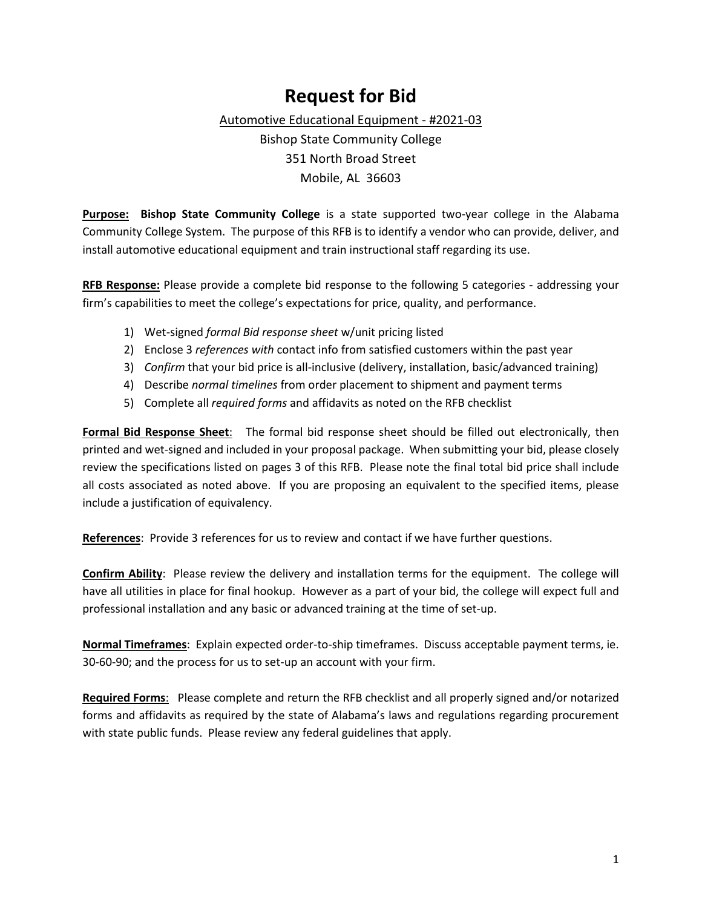# Request for Bid

<u>Automotive Educational Equipment - #2021-03</u>

Bishop State Community College

351 North Broad Street

Mobile, AL 36603

**<u>Purpose:</u>** **Bishop State Community College** is a state supported two-year college in the Alabama Community College System. The purpose of this RFB is to identify a vendor who can provide, deliver, and install automotive educational equipment and train instructional staff regarding its use.

**<u>RFB Response:</u>** Please provide a complete bid response to the following 5 categories - addressing your firm's capabilities to meet the college's expectations for price, quality, and performance.

1) Wet-signed *formal Bid response sheet* w/unit pricing listed
2) Enclose 3 *references with* contact info from satisfied customers within the past year
3) *Confirm* that your bid price is all-inclusive (delivery, installation, basic/advanced training)
4) Describe *normal timelines* from order placement to shipment and payment terms
5) Complete all *required forms* and affidavits as noted on the RFB checklist

**<u>Formal Bid Response Sheet</u>**: The formal bid response sheet should be filled out electronically, then printed and wet-signed and included in your proposal package. When submitting your bid, please closely review the specifications listed on pages 3 of this RFB. Please note the final total bid price shall include all costs associated as noted above. If you are proposing an equivalent to the specified items, please include a justification of equivalency.

**<u>References</u>**: Provide 3 references for us to review and contact if we have further questions.

**<u>Confirm Ability</u>**: Please review the delivery and installation terms for the equipment. The college will have all utilities in place for final hookup. However as a part of your bid, the college will expect full and professional installation and any basic or advanced training at the time of set-up.

**<u>Normal Timeframes</u>**: Explain expected order-to-ship timeframes. Discuss acceptable payment terms, ie. 30-60-90; and the process for us to set-up an account with your firm.

**<u>Required Forms</u>**: Please complete and return the RFB checklist and all properly signed and/or notarized forms and affidavits as required by the state of Alabama's laws and regulations regarding procurement with state public funds. Please review any federal guidelines that apply.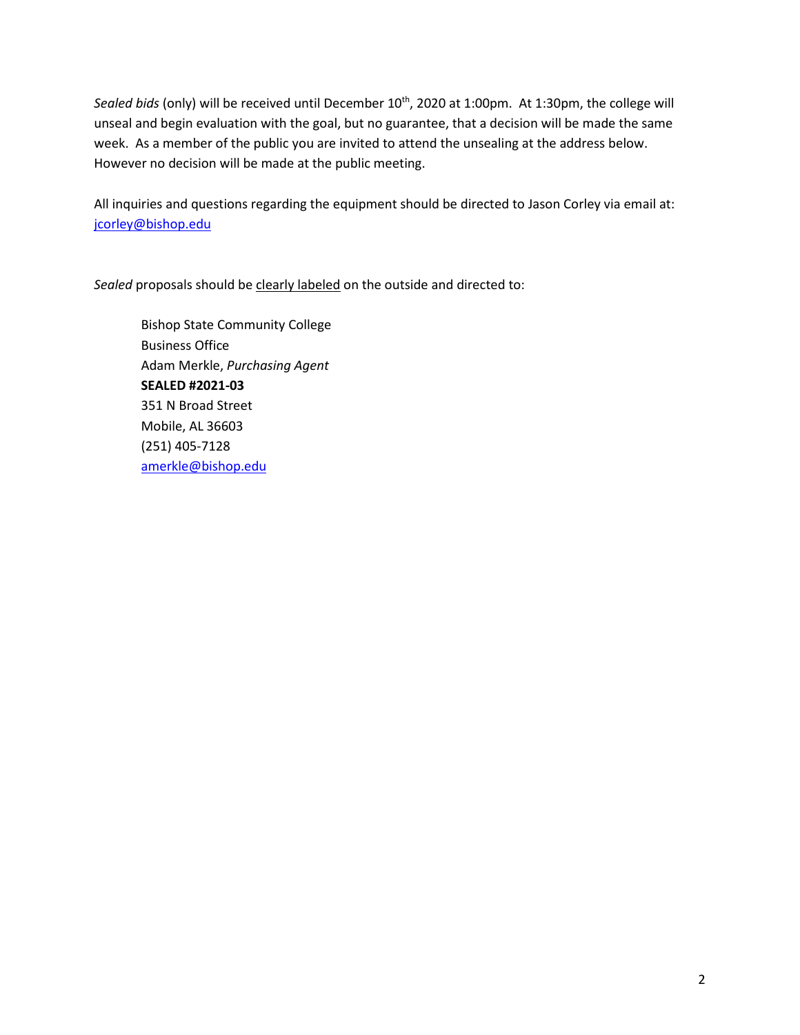*Sealed bids* (only) will be received until December 10th, 2020 at 1:00pm. At 1:30pm, the college will unseal and begin evaluation with the goal, but no guarantee, that a decision will be made the same week. As a member of the public you are invited to attend the unsealing at the address below. However no decision will be made at the public meeting.

All inquiries and questions regarding the equipment should be directed to Jason Corley via email at: jcorley@bishop.edu

*Sealed* proposals should be clearly labeled on the outside and directed to:

> Bishop State Community College
> Business Office
> Adam Merkle, *Purchasing Agent*
> **SEALED #2021-03**
> 351 N Broad Street
> Mobile, AL 36603
> (251) 405-7128
> amerkle@bishop.edu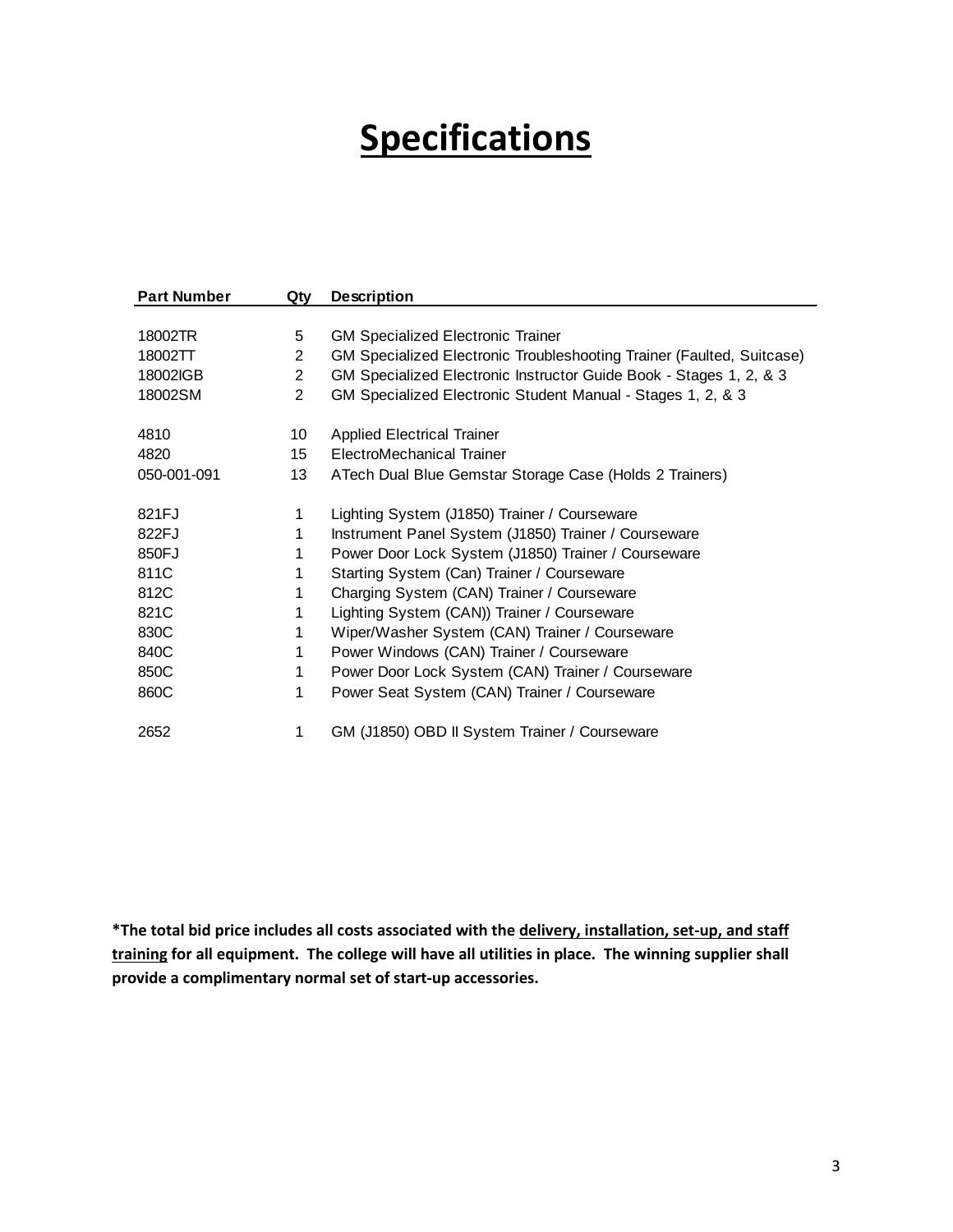# Specifications

| Part Number | Qty | Description |
|---|---|---|
| 18002TR | 5 | GM Specialized Electronic Trainer |
| 18002TT | 2 | GM Specialized Electronic Troubleshooting Trainer (Faulted, Suitcase) |
| 18002IGB | 2 | GM Specialized Electronic Instructor Guide Book - Stages 1, 2, & 3 |
| 18002SM | 2 | GM Specialized Electronic Student Manual - Stages 1, 2, & 3 |
| | | |
| 4810 | 10 | Applied Electrical Trainer |
| 4820 | 15 | ElectroMechanical Trainer |
| 050-001-091 | 13 | ATech Dual Blue Gemstar Storage Case (Holds 2 Trainers) |
| | | |
| 821FJ | 1 | Lighting System (J1850) Trainer / Courseware |
| 822FJ | 1 | Instrument Panel System (J1850) Trainer / Courseware |
| 850FJ | 1 | Power Door Lock System (J1850) Trainer / Courseware |
| 811C | 1 | Starting System (Can) Trainer / Courseware |
| 812C | 1 | Charging System (CAN) Trainer / Courseware |
| 821C | 1 | Lighting System (CAN)) Trainer / Courseware |
| 830C | 1 | Wiper/Washer System (CAN) Trainer / Courseware |
| 840C | 1 | Power Windows (CAN) Trainer / Courseware |
| 850C | 1 | Power Door Lock System (CAN) Trainer / Courseware |
| 860C | 1 | Power Seat System (CAN) Trainer / Courseware |
| | | |
| 2652 | 1 | GM (J1850) OBD II System Trainer / Courseware |

**\*The total bid price includes all costs associated with the <u>delivery, installation, set-up, and staff training</u> for all equipment. The college will have all utilities in place. The winning supplier shall provide a complimentary normal set of start-up accessories.**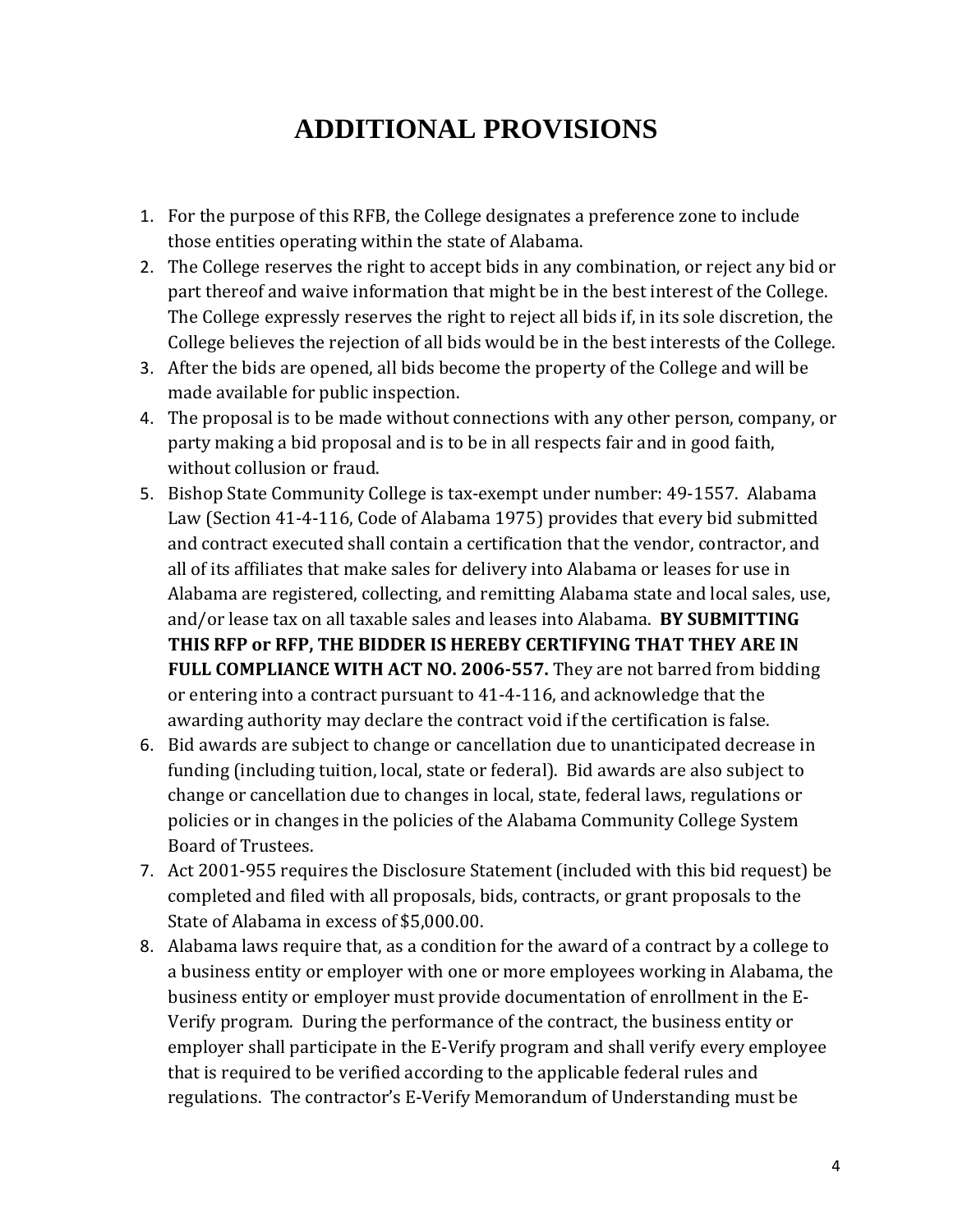# ADDITIONAL PROVISIONS

1. For the purpose of this RFB, the College designates a preference zone to include those entities operating within the state of Alabama.
2. The College reserves the right to accept bids in any combination, or reject any bid or part thereof and waive information that might be in the best interest of the College. The College expressly reserves the right to reject all bids if, in its sole discretion, the College believes the rejection of all bids would be in the best interests of the College.
3. After the bids are opened, all bids become the property of the College and will be made available for public inspection.
4. The proposal is to be made without connections with any other person, company, or party making a bid proposal and is to be in all respects fair and in good faith, without collusion or fraud.
5. Bishop State Community College is tax-exempt under number: 49-1557. Alabama Law (Section 41-4-116, Code of Alabama 1975) provides that every bid submitted and contract executed shall contain a certification that the vendor, contractor, and all of its affiliates that make sales for delivery into Alabama or leases for use in Alabama are registered, collecting, and remitting Alabama state and local sales, use, and/or lease tax on all taxable sales and leases into Alabama. **BY SUBMITTING THIS RFP or RFP, THE BIDDER IS HEREBY CERTIFYING THAT THEY ARE IN FULL COMPLIANCE WITH ACT NO. 2006-557.** They are not barred from bidding or entering into a contract pursuant to 41-4-116, and acknowledge that the awarding authority may declare the contract void if the certification is false.
6. Bid awards are subject to change or cancellation due to unanticipated decrease in funding (including tuition, local, state or federal). Bid awards are also subject to change or cancellation due to changes in local, state, federal laws, regulations or policies or in changes in the policies of the Alabama Community College System Board of Trustees.
7. Act 2001-955 requires the Disclosure Statement (included with this bid request) be completed and filed with all proposals, bids, contracts, or grant proposals to the State of Alabama in excess of $5,000.00.
8. Alabama laws require that, as a condition for the award of a contract by a college to a business entity or employer with one or more employees working in Alabama, the business entity or employer must provide documentation of enrollment in the E-Verify program. During the performance of the contract, the business entity or employer shall participate in the E-Verify program and shall verify every employee that is required to be verified according to the applicable federal rules and regulations. The contractor's E-Verify Memorandum of Understanding must be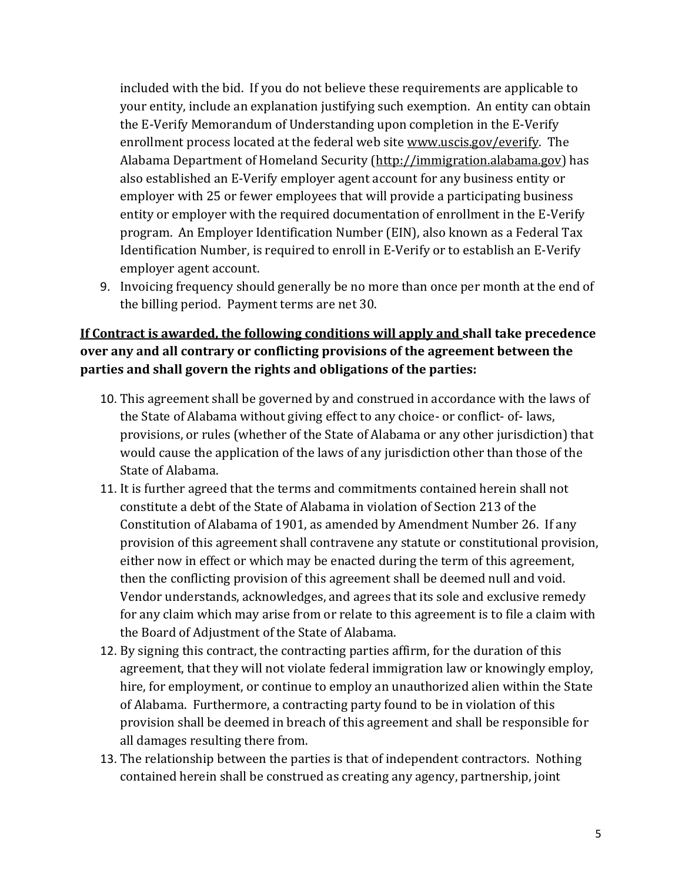included with the bid. If you do not believe these requirements are applicable to your entity, include an explanation justifying such exemption. An entity can obtain the E-Verify Memorandum of Understanding upon completion in the E-Verify enrollment process located at the federal web site www.uscis.gov/everify. The Alabama Department of Homeland Security (http://immigration.alabama.gov) has also established an E-Verify employer agent account for any business entity or employer with 25 or fewer employees that will provide a participating business entity or employer with the required documentation of enrollment in the E-Verify program. An Employer Identification Number (EIN), also known as a Federal Tax Identification Number, is required to enroll in E-Verify or to establish an E-Verify employer agent account.

9. Invoicing frequency should generally be no more than once per month at the end of the billing period. Payment terms are net 30.

**If Contract is awarded, the following conditions will apply and shall take precedence over any and all contrary or conflicting provisions of the agreement between the parties and shall govern the rights and obligations of the parties:**

10. This agreement shall be governed by and construed in accordance with the laws of the State of Alabama without giving effect to any choice- or conflict- of- laws, provisions, or rules (whether of the State of Alabama or any other jurisdiction) that would cause the application of the laws of any jurisdiction other than those of the State of Alabama.
11. It is further agreed that the terms and commitments contained herein shall not constitute a debt of the State of Alabama in violation of Section 213 of the Constitution of Alabama of 1901, as amended by Amendment Number 26. If any provision of this agreement shall contravene any statute or constitutional provision, either now in effect or which may be enacted during the term of this agreement, then the conflicting provision of this agreement shall be deemed null and void. Vendor understands, acknowledges, and agrees that its sole and exclusive remedy for any claim which may arise from or relate to this agreement is to file a claim with the Board of Adjustment of the State of Alabama.
12. By signing this contract, the contracting parties affirm, for the duration of this agreement, that they will not violate federal immigration law or knowingly employ, hire, for employment, or continue to employ an unauthorized alien within the State of Alabama. Furthermore, a contracting party found to be in violation of this provision shall be deemed in breach of this agreement and shall be responsible for all damages resulting there from.
13. The relationship between the parties is that of independent contractors. Nothing contained herein shall be construed as creating any agency, partnership, joint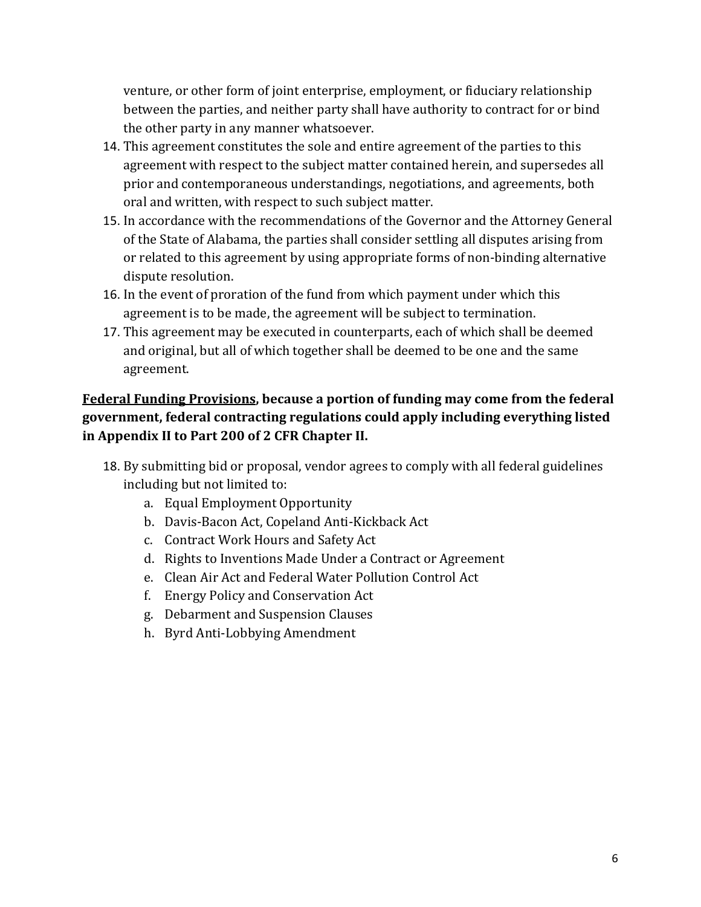venture, or other form of joint enterprise, employment, or fiduciary relationship between the parties, and neither party shall have authority to contract for or bind the other party in any manner whatsoever.

14. This agreement constitutes the sole and entire agreement of the parties to this agreement with respect to the subject matter contained herein, and supersedes all prior and contemporaneous understandings, negotiations, and agreements, both oral and written, with respect to such subject matter.
15. In accordance with the recommendations of the Governor and the Attorney General of the State of Alabama, the parties shall consider settling all disputes arising from or related to this agreement by using appropriate forms of non-binding alternative dispute resolution.
16. In the event of proration of the fund from which payment under which this agreement is to be made, the agreement will be subject to termination.
17. This agreement may be executed in counterparts, each of which shall be deemed and original, but all of which together shall be deemed to be one and the same agreement.

**<u>Federal Funding Provisions</u>, because a portion of funding may come from the federal government, federal contracting regulations could apply including everything listed in Appendix II to Part 200 of 2 CFR Chapter II.**

18. By submitting bid or proposal, vendor agrees to comply with all federal guidelines including but not limited to:
    a. Equal Employment Opportunity
    b. Davis-Bacon Act, Copeland Anti-Kickback Act
    c. Contract Work Hours and Safety Act
    d. Rights to Inventions Made Under a Contract or Agreement
    e. Clean Air Act and Federal Water Pollution Control Act
    f. Energy Policy and Conservation Act
    g. Debarment and Suspension Clauses
    h. Byrd Anti-Lobbying Amendment